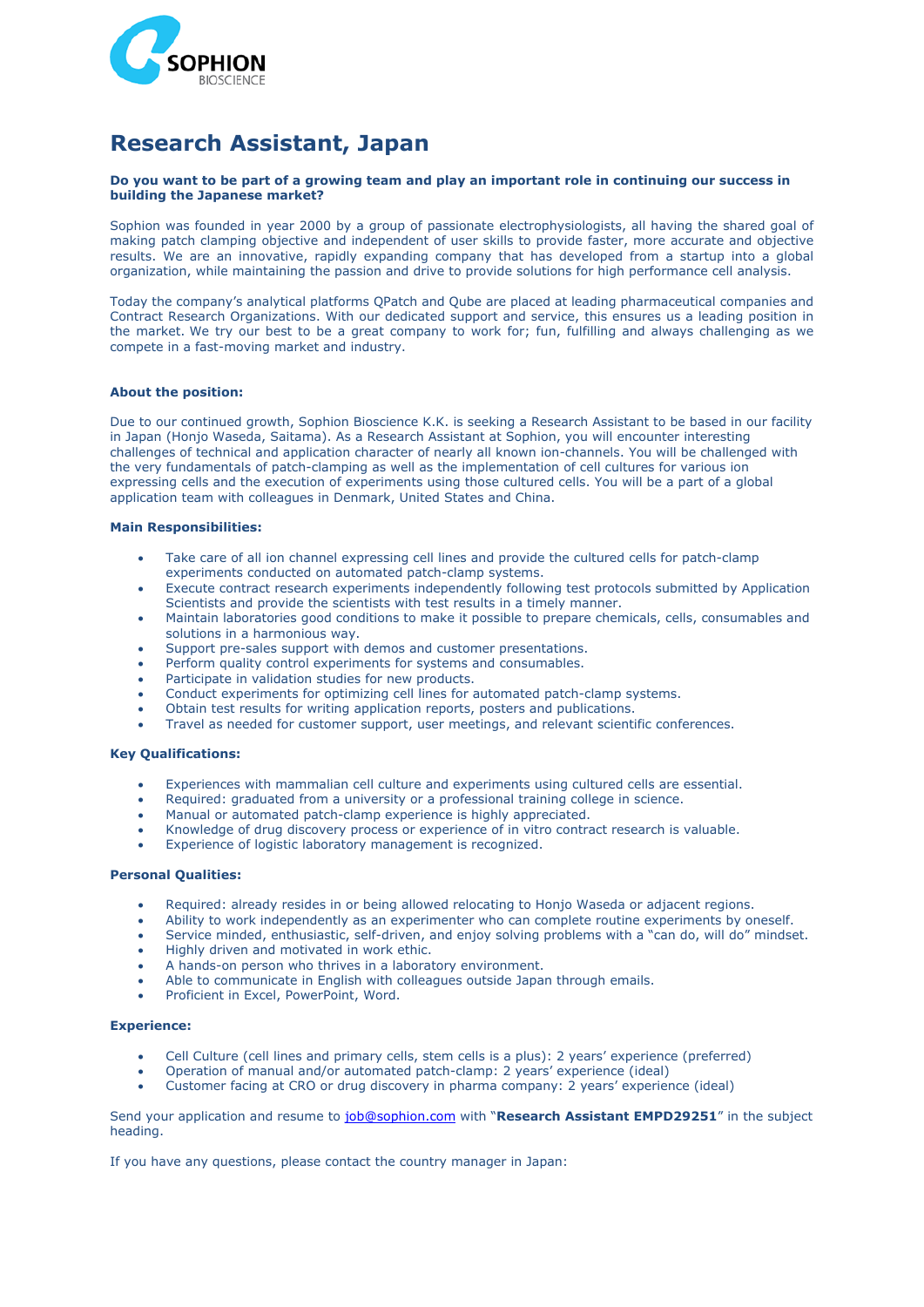# Research Assistant, Japan

**Do you want to be part of a growing team and play an important role in continuing our success in building the Japanese market?**

Sophion was founded in year 2000 by a group of passionate electrophysiologists, all having the shared goal of making patch clamping objective and independent of user skills to provide faster, more accurate and objective results. We are an innovative, rapidly expanding company that has developed from a startup into a global organization, while maintaining the passion and drive to provide solutions for high performance cell analysis.

Today the company's analytical platforms QPatch and Qube are placed at leading pharmaceutical companies and Contract Research Organizations. With our dedicated support and service, this ensures us a leading position in the market. We try our best to be a great company to work for; fun, fulfilling and always challenging as we compete in a fast-moving market and industry.

**About the position:**

Due to our continued growth, Sophion Bioscience K.K. is seeking a Research Assistant to be based in our facility in Japan (Honjo Waseda, Saitama). As a Research Assistant at Sophion, you will encounter interesting challenges of technical and application character of nearly all known ion-channels. You will be challenged with the very fundamentals of patch-clamping as well as the implementation of cell cultures for various ion expressing cells and the execution of experiments using those cultured cells. You will be a part of a global application team with colleagues in Denmark, United States and China.

**Main Responsibilities:**

- Take care of all ion channel expressing cell lines and provide the cultured cells for patch-clamp experiments conducted on automated patch-clamp systems.
- Execute contract research experiments independently following test protocols submitted by Application Scientists and provide the scientists with test results in a timely manner.
- Maintain laboratories good conditions to make it possible to prepare chemicals, cells, consumables and solutions in a harmonious way.
- Support pre-sales support with demos and customer presentations.
- Perform quality control experiments for systems and consumables.
- Participate in validation studies for new products.
- Conduct experiments for optimizing cell lines for automated patch-clamp systems.
- Obtain test results for writing application reports, posters and publications.
- Travel as needed for customer support, user meetings, and relevant scientific conferences.

**Key Qualifications:**

- Experiences with mammalian cell culture and experiments using cultured cells are essential.
- Required: graduated from a university or a professional training college in science.
- Manual or automated patch-clamp experience is highly appreciated.
- Knowledge of drug discovery process or experience of in vitro contract research is valuable.
- Experience of logistic laboratory management is recognized.

**Personal Qualities:**

- Required: already resides in or being allowed relocating to Honjo Waseda or adjacent regions.
- Ability to work independently as an experimenter who can complete routine experiments by oneself.
- Service minded, enthusiastic, self-driven, and enjoy solving problems with a "can do, will do" mindset.
- Highly driven and motivated in work ethic.
- A hands-on person who thrives in a laboratory environment.
- Able to communicate in English with colleagues outside Japan through emails.
- Proficient in Excel, PowerPoint, Word.

**Experience:**

- Cell Culture (cell lines and primary cells, stem cells is a plus): 2 years' experience (preferred)
- Operation of manual and/or automated patch-clamp: 2 years' experience (ideal)
- Customer facing at CRO or drug discovery in pharma company: 2 years' experience (ideal)

Send your application and resume to job@sophion.com with "**Research Assistant EMPD29251**" in the subject heading.

If you have any questions, please contact the country manager in Japan: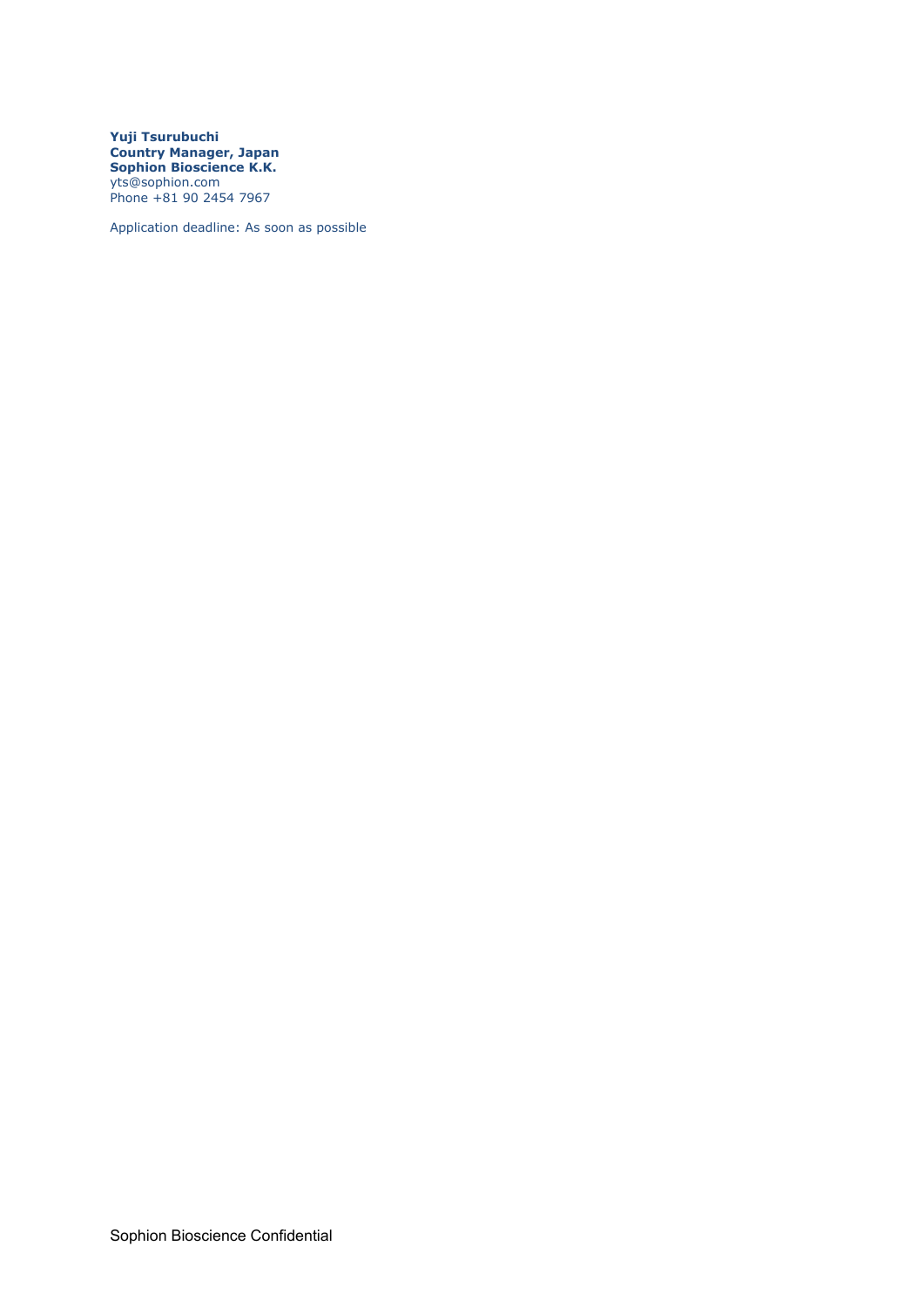**Yuji Tsurubuchi**
**Country Manager, Japan**
**Sophion Bioscience K.K.**
yts@sophion.com
Phone +81 90 2454 7967

Application deadline: As soon as possible

Sophion Bioscience Confidential